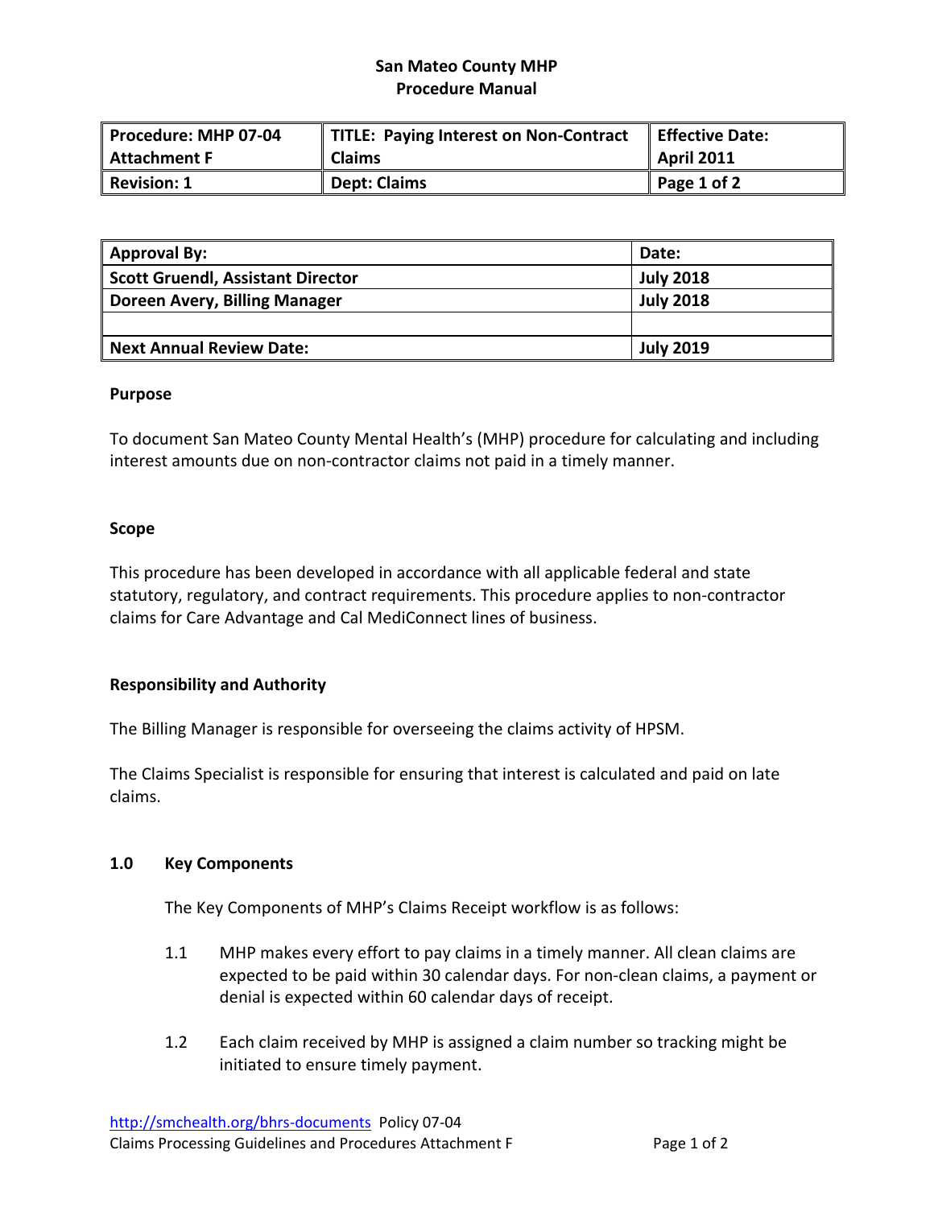**San Mateo County MHP**
**Procedure Manual**

| Procedure: MHP 07-04 Attachment F | TITLE: Paying Interest on Non-Contract Claims | Effective Date: April 2011 |
|---|---|---|
| Revision: 1 | Dept: Claims | Page 1 of 2 |

| Approval By: | Date: |
|---|---|
| Scott Gruendl, Assistant Director | July 2018 |
| Doreen Avery, Billing Manager | July 2018 |
| | |
| Next Annual Review Date: | July 2019 |

### Purpose

To document San Mateo County Mental Health's (MHP) procedure for calculating and including interest amounts due on non-contractor claims not paid in a timely manner.

### Scope

This procedure has been developed in accordance with all applicable federal and state statutory, regulatory, and contract requirements. This procedure applies to non-contractor claims for Care Advantage and Cal MediConnect lines of business.

### Responsibility and Authority

The Billing Manager is responsible for overseeing the claims activity of HPSM.

The Claims Specialist is responsible for ensuring that interest is calculated and paid on late claims.

### 1.0 Key Components

The Key Components of MHP's Claims Receipt workflow is as follows:

1.1 MHP makes every effort to pay claims in a timely manner. All clean claims are expected to be paid within 30 calendar days. For non-clean claims, a payment or denial is expected within 60 calendar days of receipt.

1.2 Each claim received by MHP is assigned a claim number so tracking might be initiated to ensure timely payment.

http://smchealth.org/bhrs-documents Policy 07-04
Claims Processing Guidelines and Procedures Attachment F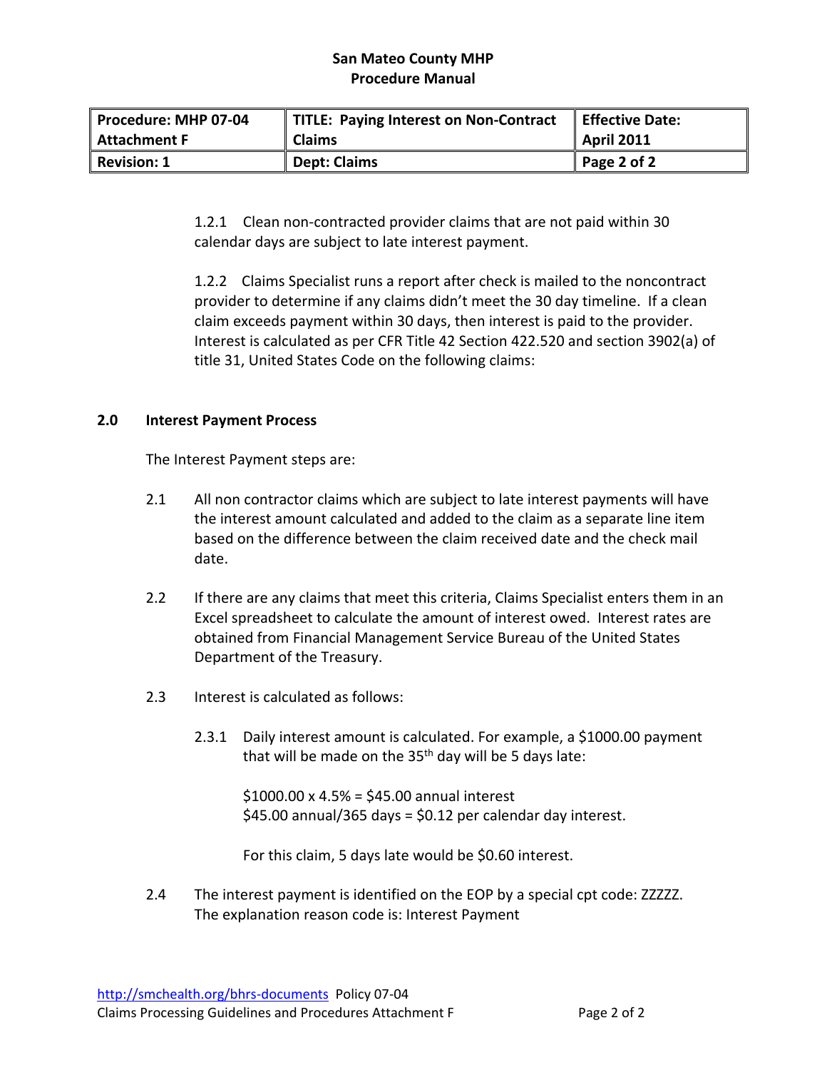# San Mateo County MHP
# Procedure Manual

| Procedure: MHP 07-04 Attachment F | TITLE: Paying Interest on Non-Contract Claims | Effective Date: April 2011 |
|---|---|---|
| **Revision: 1** | **Dept: Claims** | **Page 2 of 2** |

1.2.1 Clean non-contracted provider claims that are not paid within 30 calendar days are subject to late interest payment.

1.2.2 Claims Specialist runs a report after check is mailed to the noncontract provider to determine if any claims didn't meet the 30 day timeline. If a clean claim exceeds payment within 30 days, then interest is paid to the provider. Interest is calculated as per CFR Title 42 Section 422.520 and section 3902(a) of title 31, United States Code on the following claims:

## 2.0 Interest Payment Process

The Interest Payment steps are:

2.1 All non contractor claims which are subject to late interest payments will have the interest amount calculated and added to the claim as a separate line item based on the difference between the claim received date and the check mail date.

2.2 If there are any claims that meet this criteria, Claims Specialist enters them in an Excel spreadsheet to calculate the amount of interest owed. Interest rates are obtained from Financial Management Service Bureau of the United States Department of the Treasury.

2.3 Interest is calculated as follows:

2.3.1 Daily interest amount is calculated. For example, a $1000.00 payment that will be made on the 35th day will be 5 days late:

$1000.00 x 4.5% = $45.00 annual interest
$45.00 annual/365 days = $0.12 per calendar day interest.

For this claim, 5 days late would be $0.60 interest.

2.4 The interest payment is identified on the EOP by a special cpt code: ZZZZZ. The explanation reason code is: Interest Payment

http://smchealth.org/bhrs-documents Policy 07-04
Claims Processing Guidelines and Procedures Attachment F